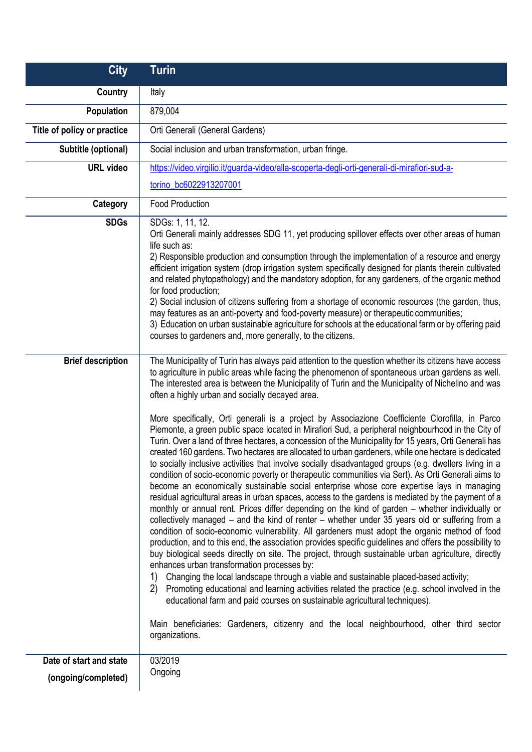| City | Turin |
|---|---|
| Country | Italy |
| Population | 879,004 |
| Title of policy or practice | Orti Generali (General Gardens) |
| Subtitle (optional) | Social inclusion and urban transformation, urban fringe. |
| URL video | https://video.virgilio.it/guarda-video/alla-scoperta-degli-orti-generali-di-mirafiori-sud-a-torino_bc6022913207001 |
| Category | Food Production |
| SDGs | SDGs: 1, 11, 12.<br>Orti Generali mainly addresses SDG 11, yet producing spillover effects over other areas of human life such as:<br>2) Responsible production and consumption through the implementation of a resource and energy efficient irrigation system (drop irrigation system specifically designed for plants therein cultivated and related phytopathology) and the mandatory adoption, for any gardeners, of the organic method for food production;<br>2) Social inclusion of citizens suffering from a shortage of economic resources (the garden, thus, may features as an anti-poverty and food-poverty measure) or therapeutic communities;<br>3) Education on urban sustainable agriculture for schools at the educational farm or by offering paid courses to gardeners and, more generally, to the citizens. |
| Brief description | The Municipality of Turin has always paid attention to the question whether its citizens have access to agriculture in public areas while facing the phenomenon of spontaneous urban gardens as well. The interested area is between the Municipality of Turin and the Municipality of Nichelino and was often a highly urban and socially decayed area.<br><br>More specifically, Orti generali is a project by Associazione Coefficiente Clorofilla, in Parco Piemonte, a green public space located in Mirafiori Sud, a peripheral neighbourhood in the City of Turin. Over a land of three hectares, a concession of the Municipality for 15 years, Orti Generali has created 160 gardens. Two hectares are allocated to urban gardeners, while one hectare is dedicated to socially inclusive activities that involve socially disadvantaged groups (e.g. dwellers living in a condition of socio-economic poverty or therapeutic communities via Sert). As Orti Generali aims to become an economically sustainable social enterprise whose core expertise lays in managing residual agricultural areas in urban spaces, access to the gardens is mediated by the payment of a monthly or annual rent. Prices differ depending on the kind of garden – whether individually or collectively managed – and the kind of renter – whether under 35 years old or suffering from a condition of socio-economic vulnerability. All gardeners must adopt the organic method of food production, and to this end, the association provides specific guidelines and offers the possibility to buy biological seeds directly on site. The project, through sustainable urban agriculture, directly enhances urban transformation processes by:<br>1) Changing the local landscape through a viable and sustainable placed-based activity;<br>2) Promoting educational and learning activities related the practice (e.g. school involved in the educational farm and paid courses on sustainable agricultural techniques).<br><br>Main beneficiaries: Gardeners, citizenry and the local neighbourhood, other third sector organizations. |
| Date of start and state (ongoing/completed) | 03/2019<br>Ongoing |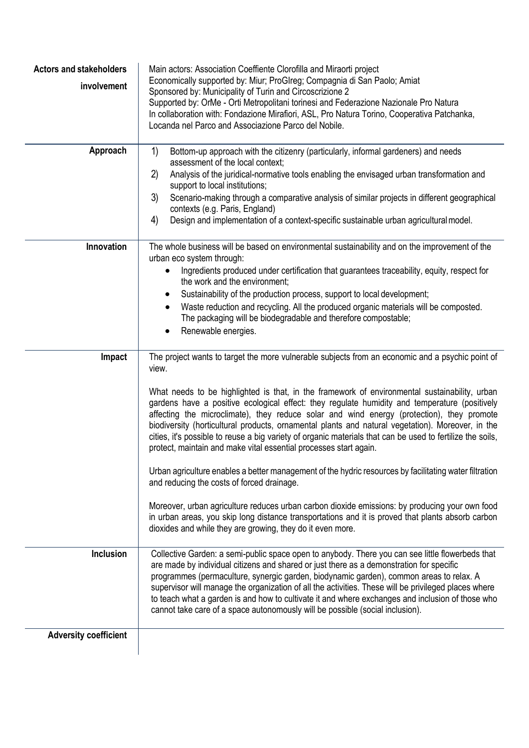| | |
|---|---|
| **Actors and stakeholders involvement** | Main actors: Association Coeffiente Clorofilla and Miraorti project<br>Economically supported by: Miur; ProGIreg; Compagnia di San Paolo; Amiat<br>Sponsored by: Municipality of Turin and Circoscrizione 2<br>Supported by: OrMe - Orti Metropolitani torinesi and Federazione Nazionale Pro Natura<br>In collaboration with: Fondazione Mirafiori, ASL, Pro Natura Torino, Cooperativa Patchanka, Locanda nel Parco and Associazione Parco del Nobile. |
| **Approach** | 1) Bottom-up approach with the citizenry (particularly, informal gardeners) and needs assessment of the local context;<br>2) Analysis of the juridical-normative tools enabling the envisaged urban transformation and support to local institutions;<br>3) Scenario-making through a comparative analysis of similar projects in different geographical contexts (e.g. Paris, England)<br>4) Design and implementation of a context-specific sustainable urban agricultural model. |
| **Innovation** | The whole business will be based on environmental sustainability and on the improvement of the urban eco system through:<br>• Ingredients produced under certification that guarantees traceability, equity, respect for the work and the environment;<br>• Sustainability of the production process, support to local development;<br>• Waste reduction and recycling. All the produced organic materials will be composted. The packaging will be biodegradable and therefore compostable;<br>• Renewable energies. |
| **Impact** | The project wants to target the more vulnerable subjects from an economic and a psychic point of view.<br><br>What needs to be highlighted is that, in the framework of environmental sustainability, urban gardens have a positive ecological effect: they regulate humidity and temperature (positively affecting the microclimate), they reduce solar and wind energy (protection), they promote biodiversity (horticultural products, ornamental plants and natural vegetation). Moreover, in the cities, it's possible to reuse a big variety of organic materials that can be used to fertilize the soils, protect, maintain and make vital essential processes start again.<br><br>Urban agriculture enables a better management of the hydric resources by facilitating water filtration and reducing the costs of forced drainage.<br><br>Moreover, urban agriculture reduces urban carbon dioxide emissions: by producing your own food in urban areas, you skip long distance transportations and it is proved that plants absorb carbon dioxides and while they are growing, they do it even more. |
| **Inclusion** | Collective Garden: a semi-public space open to anybody. There you can see little flowerbeds that are made by individual citizens and shared or just there as a demonstration for specific programmes (permaculture, synergic garden, biodynamic garden), common areas to relax. A supervisor will manage the organization of all the activities. These will be privileged places where to teach what a garden is and how to cultivate it and where exchanges and inclusion of those who cannot take care of a space autonomously will be possible (social inclusion). |
| **Adversity coefficient** | |